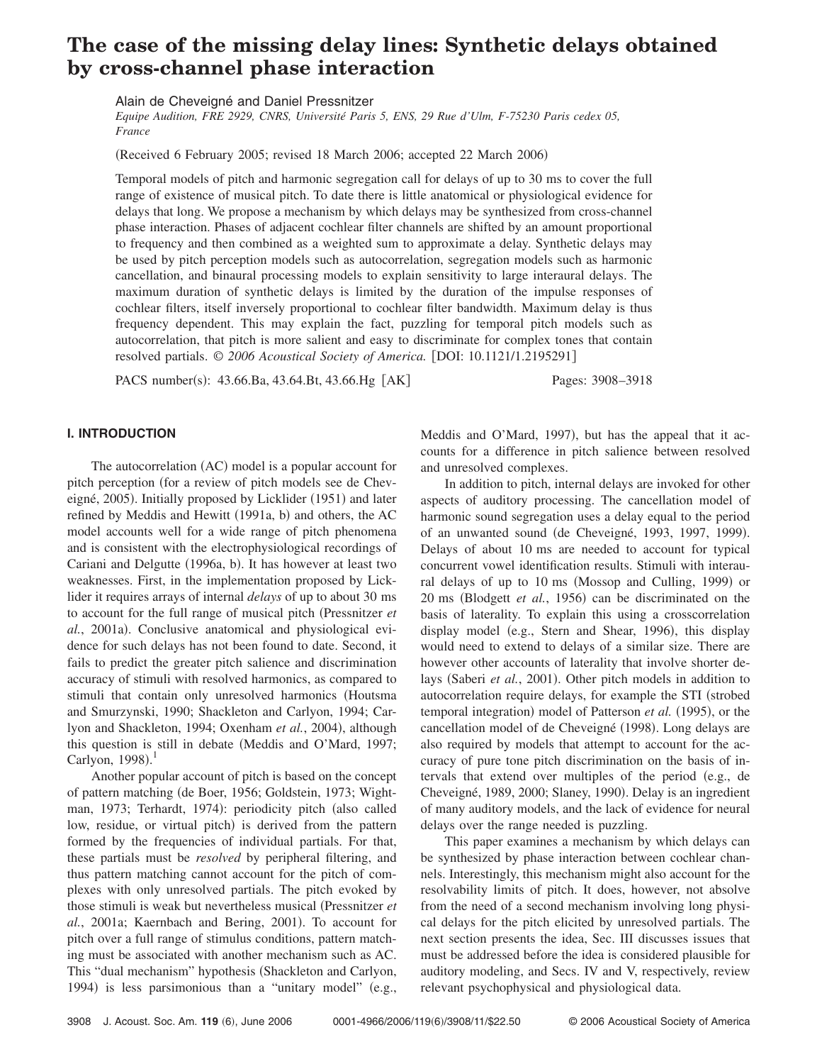# The case of the missing delay lines: Synthetic delays obtained by cross-channel phase interaction

Alain de Cheveigné and Daniel Pressnitzer

*Equipe Audition, FRE 2929, CNRS, Université Paris 5, ENS, 29 Rue d'Ulm, F-75230 Paris cedex 05, France*

(Received 6 February 2005; revised 18 March 2006; accepted 22 March 2006)

Temporal models of pitch and harmonic segregation call for delays of up to 30 ms to cover the full range of existence of musical pitch. To date there is little anatomical or physiological evidence for delays that long. We propose a mechanism by which delays may be synthesized from cross-channel phase interaction. Phases of adjacent cochlear filter channels are shifted by an amount proportional to frequency and then combined as a weighted sum to approximate a delay. Synthetic delays may be used by pitch perception models such as autocorrelation, segregation models such as harmonic cancellation, and binaural processing models to explain sensitivity to large interaural delays. The maximum duration of synthetic delays is limited by the duration of the impulse responses of cochlear filters, itself inversely proportional to cochlear filter bandwidth. Maximum delay is thus frequency dependent. This may explain the fact, puzzling for temporal pitch models such as autocorrelation, that pitch is more salient and easy to discriminate for complex tones that contain resolved partials. © *2006 Acoustical Society of America.* [DOI: 10.1121/1.2195291]

PACS number(s): 43.66.Ba, 43.64.Bt, 43.66.Hg [AK]

## I. INTRODUCTION

The autocorrelation (AC) model is a popular account for pitch perception (for a review of pitch models see de Cheveigné, 2005). Initially proposed by Licklider (1951) and later refined by Meddis and Hewitt (1991a, b) and others, the AC model accounts well for a wide range of pitch phenomena and is consistent with the electrophysiological recordings of Cariani and Delgutte (1996a, b). It has however at least two weaknesses. First, in the implementation proposed by Licklider it requires arrays of internal *delays* of up to about 30 ms to account for the full range of musical pitch (Pressnitzer *et al.*, 2001a). Conclusive anatomical and physiological evidence for such delays has not been found to date. Second, it fails to predict the greater pitch salience and discrimination accuracy of stimuli with resolved harmonics, as compared to stimuli that contain only unresolved harmonics (Houtsma and Smurzynski, 1990; Shackleton and Carlyon, 1994; Carlyon and Shackleton, 1994; Oxenham *et al.*, 2004), although this question is still in debate (Meddis and O'Mard, 1997; Carlyon, 1998).[1]

Another popular account of pitch is based on the concept of pattern matching (de Boer, 1956; Goldstein, 1973; Wightman, 1973; Terhardt, 1974): periodicity pitch (also called low, residue, or virtual pitch) is derived from the pattern formed by the frequencies of individual partials. For that, these partials must be *resolved* by peripheral filtering, and thus pattern matching cannot account for the pitch of complexes with only unresolved partials. The pitch evoked by those stimuli is weak but nevertheless musical (Pressnitzer *et al.*, 2001a; Kaernbach and Bering, 2001). To account for pitch over a full range of stimulus conditions, pattern matching must be associated with another mechanism such as AC. This "dual mechanism" hypothesis (Shackleton and Carlyon, 1994) is less parsimonious than a "unitary model" (e.g., Meddis and O'Mard, 1997), but has the appeal that it accounts for a difference in pitch salience between resolved and unresolved complexes.

In addition to pitch, internal delays are invoked for other aspects of auditory processing. The cancellation model of harmonic sound segregation uses a delay equal to the period of an unwanted sound (de Cheveigné, 1993, 1997, 1999). Delays of about 10 ms are needed to account for typical concurrent vowel identification results. Stimuli with interaural delays of up to 10 ms (Mossop and Culling, 1999) or 20 ms (Blodgett *et al.*, 1956) can be discriminated on the basis of laterality. To explain this using a crosscorrelation display model (e.g., Stern and Shear, 1996), this display would need to extend to delays of a similar size. There are however other accounts of laterality that involve shorter delays (Saberi *et al.*, 2001). Other pitch models in addition to autocorrelation require delays, for example the STI (strobed temporal integration) model of Patterson *et al.* (1995), or the cancellation model of de Cheveigné (1998). Long delays are also required by models that attempt to account for the accuracy of pure tone pitch discrimination on the basis of intervals that extend over multiples of the period (e.g., de Cheveigné, 1989, 2000; Slaney, 1990). Delay is an ingredient of many auditory models, and the lack of evidence for neural delays over the range needed is puzzling.

This paper examines a mechanism by which delays can be synthesized by phase interaction between cochlear channels. Interestingly, this mechanism might also account for the resolvability limits of pitch. It does, however, not absolve from the need of a second mechanism involving long physical delays for the pitch elicited by unresolved partials. The next section presents the idea, Sec. III discusses issues that must be addressed before the idea is considered plausible for auditory modeling, and Secs. IV and V, respectively, review relevant psychophysical and physiological data.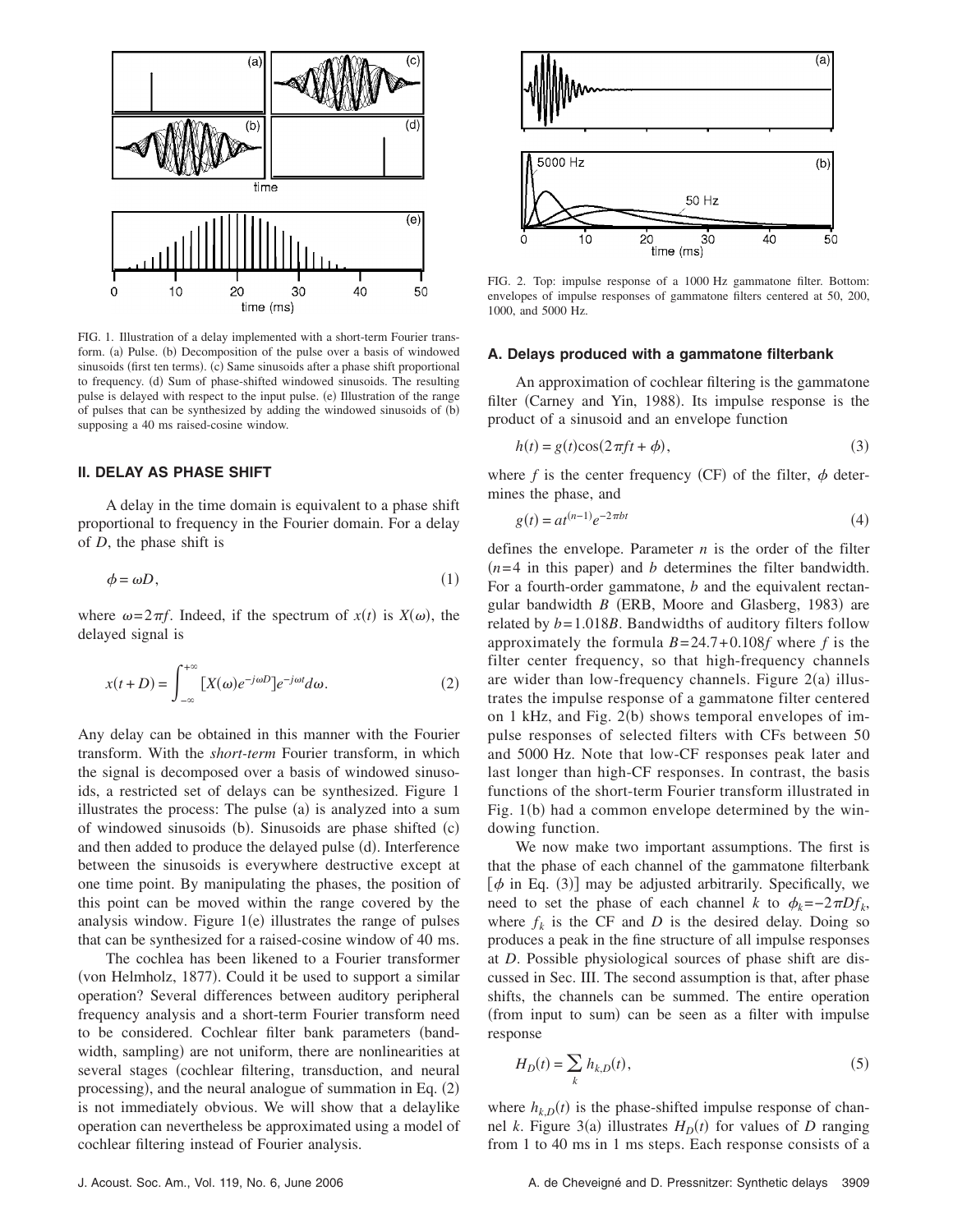FIG. 1. Illustration of a delay implemented with a short-term Fourier transform. (a) Pulse. (b) Decomposition of the pulse over a basis of windowed sinusoids (first ten terms). (c) Same sinusoids after a phase shift proportional to frequency. (d) Sum of phase-shifted windowed sinusoids. The resulting pulse is delayed with respect to the input pulse. (e) Illustration of the range of pulses that can be synthesized by adding the windowed sinusoids of (b) supposing a 40 ms raised-cosine window.

## II. DELAY AS PHASE SHIFT

A delay in the time domain is equivalent to a phase shift proportional to frequency in the Fourier domain. For a delay of $D$, the phase shift is

$$\phi = \omega D, \tag{1}$$

where $\omega = 2\pi f$. Indeed, if the spectrum of $x(t)$ is $X(\omega)$, the delayed signal is

$$x(t+D) = \int_{-\infty}^{+\infty} [X(\omega) e^{-j\omega D}] e^{-j\omega t} d\omega. \tag{2}$$

Any delay can be obtained in this manner with the Fourier transform. With the *short-term* Fourier transform, in which the signal is decomposed over a basis of windowed sinusoids, a restricted set of delays can be synthesized. Figure 1 illustrates the process: The pulse (a) is analyzed into a sum of windowed sinusoids (b). Sinusoids are phase shifted (c) and then added to produce the delayed pulse (d). Interference between the sinusoids is everywhere destructive except at one time point. By manipulating the phases, the position of this point can be moved within the range covered by the analysis window. Figure 1(e) illustrates the range of pulses that can be synthesized for a raised-cosine window of 40 ms.

The cochlea has been likened to a Fourier transformer (von Helmholz, 1877). Could it be used to support a similar operation? Several differences between auditory peripheral frequency analysis and a short-term Fourier transform need to be considered. Cochlear filter bank parameters (bandwidth, sampling) are not uniform, there are nonlinearities at several stages (cochlear filtering, transduction, and neural processing), and the neural analogue of summation in Eq. (2) is not immediately obvious. We will show that a delaylike operation can nevertheless be approximated using a model of cochlear filtering instead of Fourier analysis.

FIG. 2. Top: impulse response of a 1000 Hz gammatone filter. Bottom: envelopes of impulse responses of gammatone filters centered at 50, 200, 1000, and 5000 Hz.

### A. Delays produced with a gammatone filterbank

An approximation of cochlear filtering is the gammatone filter (Carney and Yin, 1988). Its impulse response is the product of a sinusoid and an envelope function

$$h(t) = g(t)\cos(2\pi f t + \phi), \tag{3}$$

where $f$ is the center frequency (CF) of the filter, $\phi$ determines the phase, and

$$g(t) = a t^{(n-1)} e^{-2\pi b t} \tag{4}$$

defines the envelope. Parameter $n$ is the order of the filter ($n=4$ in this paper) and $b$ determines the filter bandwidth. For a fourth-order gammatone, $b$ and the equivalent rectangular bandwidth $B$ (ERB, Moore and Glasberg, 1983) are related by $b=1.018B$. Bandwidths of auditory filters follow approximately the formula $B=24.7+0.108f$ where $f$ is the filter center frequency, so that high-frequency channels are wider than low-frequency channels. Figure 2(a) illustrates the impulse response of a gammatone filter centered on 1 kHz, and Fig. 2(b) shows temporal envelopes of impulse responses of selected filters with CFs between 50 and 5000 Hz. Note that low-CF responses peak later and last longer than high-CF responses. In contrast, the basis functions of the short-term Fourier transform illustrated in Fig. 1(b) had a common envelope determined by the windowing function.

We now make two important assumptions. The first is that the phase of each channel of the gammatone filterbank [$\phi$ in Eq. (3)] may be adjusted arbitrarily. Specifically, we need to set the phase of each channel $k$ to $\phi_k = -2\pi D f_k$, where $f_k$ is the CF and $D$ is the desired delay. Doing so produces a peak in the fine structure of all impulse responses at $D$. Possible physiological sources of phase shift are discussed in Sec. III. The second assumption is that, after phase shifts, the channels can be summed. The entire operation (from input to sum) can be seen as a filter with impulse response

$$H_D(t) = \sum_k h_{k,D}(t), \tag{5}$$

where $h_{k,D}(t)$ is the phase-shifted impulse response of channel $k$. Figure 3(a) illustrates $H_D(t)$ for values of $D$ ranging from 1 to 40 ms in 1 ms steps. Each response consists of a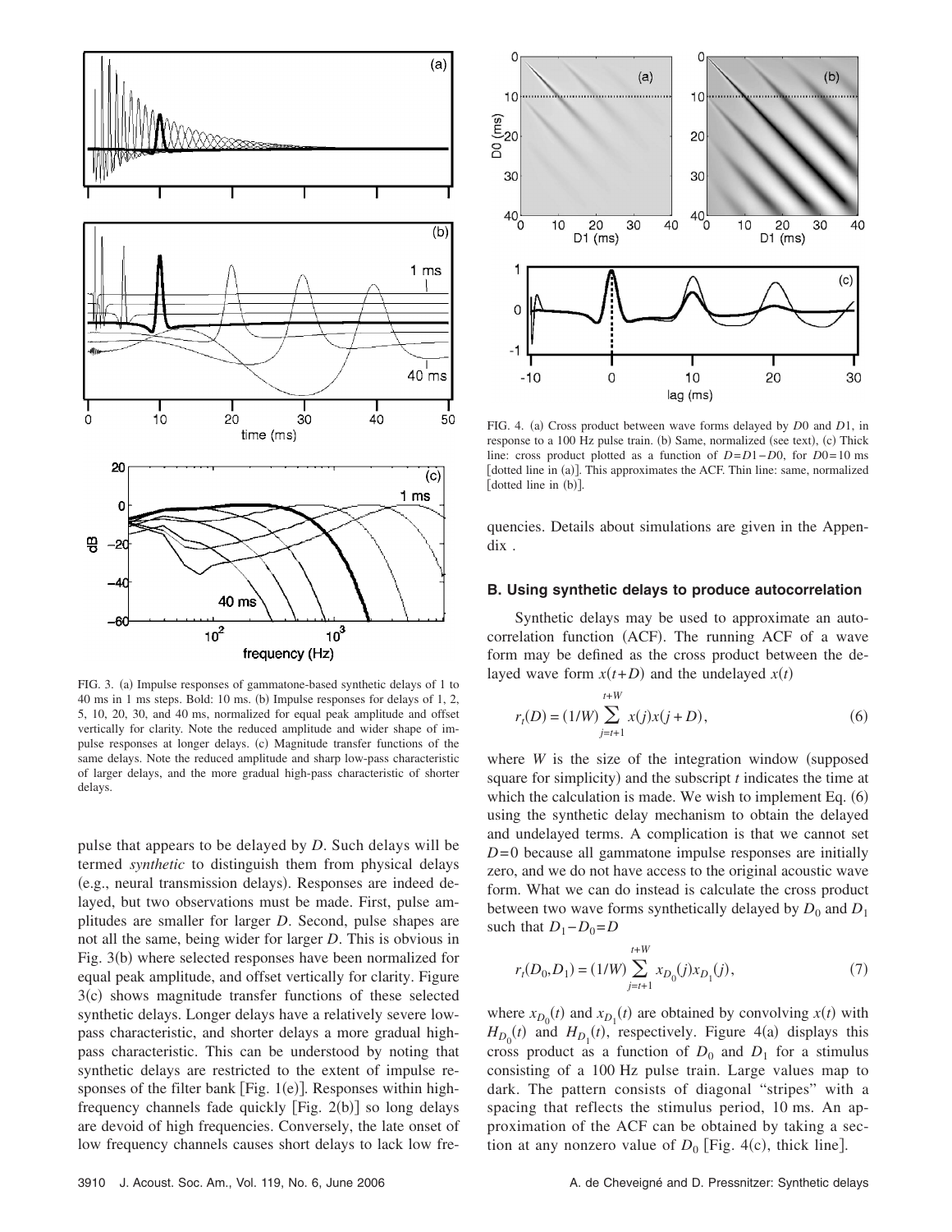FIG. 3. (a) Impulse responses of gammatone-based synthetic delays of 1 to 40 ms in 1 ms steps. Bold: 10 ms. (b) Impulse responses for delays of 1, 2, 5, 10, 20, 30, and 40 ms, normalized for equal peak amplitude and offset vertically for clarity. Note the reduced amplitude and wider shape of impulse responses at longer delays. (c) Magnitude transfer functions of the same delays. Note the reduced amplitude and sharp low-pass characteristic of larger delays, and the more gradual high-pass characteristic of shorter delays.

pulse that appears to be delayed by $D$. Such delays will be termed *synthetic* to distinguish them from physical delays (e.g., neural transmission delays). Responses are indeed delayed, but two observations must be made. First, pulse amplitudes are smaller for larger $D$. Second, pulse shapes are not all the same, being wider for larger $D$. This is obvious in Fig. 3(b) where selected responses have been normalized for equal peak amplitude, and offset vertically for clarity. Figure 3(c) shows magnitude transfer functions of these selected synthetic delays. Longer delays have a relatively severe low-pass characteristic, and shorter delays a more gradual high-pass characteristic. This can be understood by noting that synthetic delays are restricted to the extent of impulse responses of the filter bank [Fig. 1(e)]. Responses within high-frequency channels fade quickly [Fig. 2(b)] so long delays are devoid of high frequencies. Conversely, the late onset of low frequency channels causes short delays to lack low frequencies. Details about simulations are given in the Appendix .

FIG. 4. (a) Cross product between wave forms delayed by $D0$ and $D1$, in response to a 100 Hz pulse train. (b) Same, normalized (see text), (c) Thick line: cross product plotted as a function of $D=D1-D0$, for $D0=10$ ms [dotted line in (a)]. This approximates the ACF. Thin line: same, normalized [dotted line in (b)].

### B. Using synthetic delays to produce autocorrelation

Synthetic delays may be used to approximate an autocorrelation function (ACF). The running ACF of a wave form may be defined as the cross product between the delayed wave form $x(t+D)$ and the undelayed $x(t)$

$$r_t(D) = (1/W) \sum_{j=t+1}^{t+W} x(j)x(j+D), \tag{6}$$

where $W$ is the size of the integration window (supposed square for simplicity) and the subscript $t$ indicates the time at which the calculation is made. We wish to implement Eq. (6) using the synthetic delay mechanism to obtain the delayed and undelayed terms. A complication is that we cannot set $D=0$ because all gammatone impulse responses are initially zero, and we do not have access to the original acoustic wave form. What we can do instead is calculate the cross product between two wave forms synthetically delayed by $D_0$ and $D_1$ such that $D_1 - D_0 = D$

$$r_t(D_0, D_1) = (1/W) \sum_{j=t+1}^{t+W} x_{D_0}(j) x_{D_1}(j), \tag{7}$$

where $x_{D_0}(t)$ and $x_{D_1}(t)$ are obtained by convolving $x(t)$ with $H_{D_0}(t)$ and $H_{D_1}(t)$, respectively. Figure 4(a) displays this cross product as a function of $D_0$ and $D_1$ for a stimulus consisting of a 100 Hz pulse train. Large values map to dark. The pattern consists of diagonal "stripes" with a spacing that reflects the stimulus period, 10 ms. An approximation of the ACF can be obtained by taking a section at any nonzero value of $D_0$ [Fig. 4(c), thick line].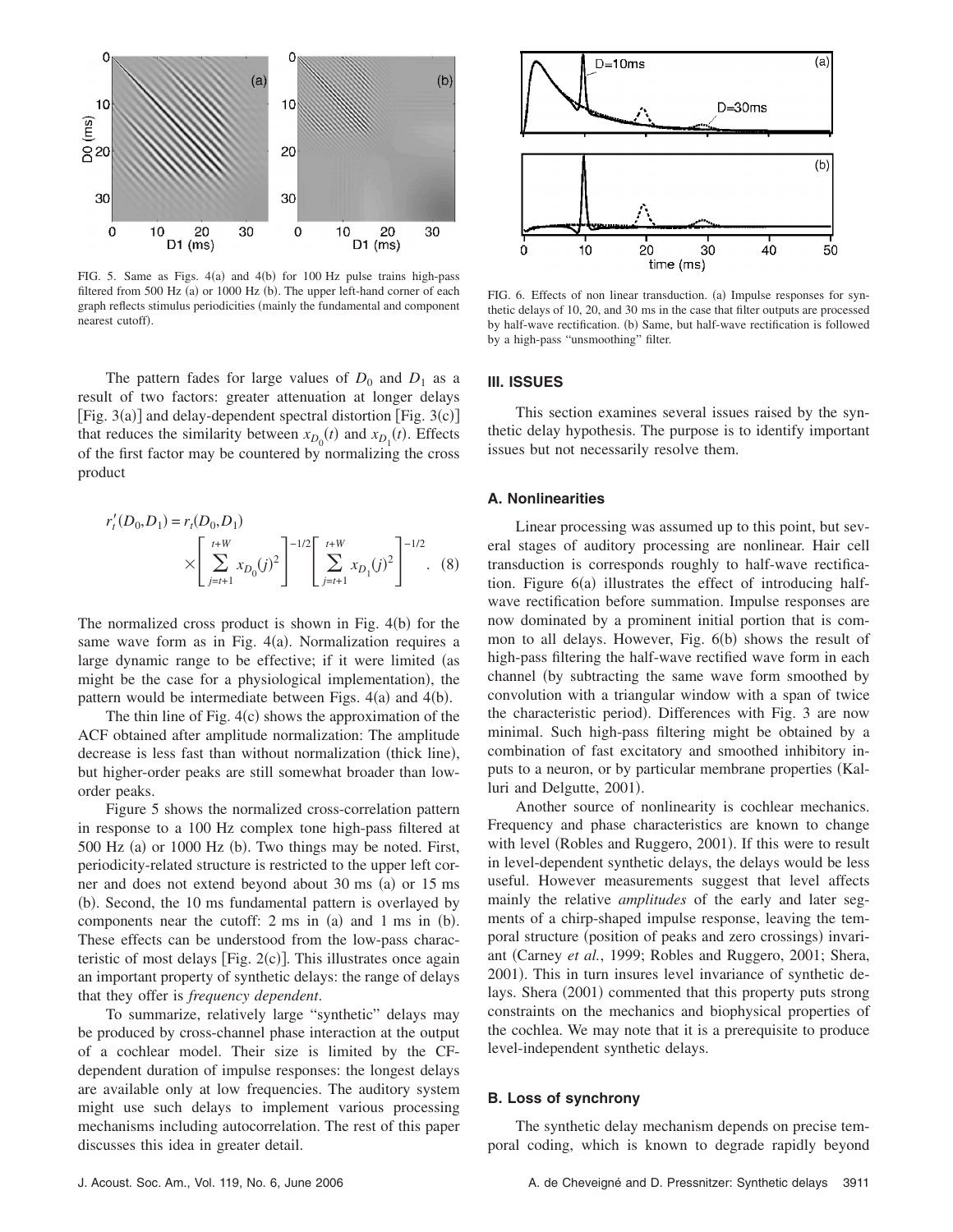FIG. 5. Same as Figs. 4(a) and 4(b) for 100 Hz pulse trains high-pass filtered from 500 Hz (a) or 1000 Hz (b). The upper left-hand corner of each graph reflects stimulus periodicities (mainly the fundamental and component nearest cutoff).

The pattern fades for large values of $D_0$ and $D_1$ as a result of two factors: greater attenuation at longer delays [Fig. 3(a)] and delay-dependent spectral distortion [Fig. 3(c)] that reduces the similarity between $x_{D_0}(t)$ and $x_{D_1}(t)$. Effects of the first factor may be countered by normalizing the cross product

$$r_t'(D_0,D_1) = r_t(D_0,D_1) \times \left[\sum_{j=t+1}^{t+W} x_{D_0}(j)^2\right]^{-1/2} \left[\sum_{j=t+1}^{t+W} x_{D_1}(j)^2\right]^{-1/2}. \quad (8)$$

The normalized cross product is shown in Fig. 4(b) for the same wave form as in Fig. 4(a). Normalization requires a large dynamic range to be effective; if it were limited (as might be the case for a physiological implementation), the pattern would be intermediate between Figs. 4(a) and 4(b).

The thin line of Fig. 4(c) shows the approximation of the ACF obtained after amplitude normalization: The amplitude decrease is less fast than without normalization (thick line), but higher-order peaks are still somewhat broader than low-order peaks.

Figure 5 shows the normalized cross-correlation pattern in response to a 100 Hz complex tone high-pass filtered at 500 Hz (a) or 1000 Hz (b). Two things may be noted. First, periodicity-related structure is restricted to the upper left corner and does not extend beyond about 30 ms (a) or 15 ms (b). Second, the 10 ms fundamental pattern is overlayed by components near the cutoff: 2 ms in (a) and 1 ms in (b). These effects can be understood from the low-pass characteristic of most delays [Fig. 2(c)]. This illustrates once again an important property of synthetic delays: the range of delays that they offer is *frequency dependent*.

To summarize, relatively large "synthetic" delays may be produced by cross-channel phase interaction at the output of a cochlear model. Their size is limited by the CF-dependent duration of impulse responses: the longest delays are available only at low frequencies. The auditory system might use such delays to implement various processing mechanisms including autocorrelation. The rest of this paper discusses this idea in greater detail.

FIG. 6. Effects of non linear transduction. (a) Impulse responses for synthetic delays of 10, 20, and 30 ms in the case that filter outputs are processed by half-wave rectification. (b) Same, but half-wave rectification is followed by a high-pass "unsmoothing" filter.

## III. ISSUES

This section examines several issues raised by the synthetic delay hypothesis. The purpose is to identify important issues but not necessarily resolve them.

### A. Nonlinearities

Linear processing was assumed up to this point, but several stages of auditory processing are nonlinear. Hair cell transduction is corresponds roughly to half-wave rectification. Figure 6(a) illustrates the effect of introducing half-wave rectification before summation. Impulse responses are now dominated by a prominent initial portion that is common to all delays. However, Fig. 6(b) shows the result of high-pass filtering the half-wave rectified wave form in each channel (by subtracting the same wave form smoothed by convolution with a triangular window with a span of twice the characteristic period). Differences with Fig. 3 are now minimal. Such high-pass filtering might be obtained by a combination of fast excitatory and smoothed inhibitory inputs to a neuron, or by particular membrane properties (Kalluri and Delgutte, 2001).

Another source of nonlinearity is cochlear mechanics. Frequency and phase characteristics are known to change with level (Robles and Ruggero, 2001). If this were to result in level-dependent synthetic delays, the delays would be less useful. However measurements suggest that level affects mainly the relative *amplitudes* of the early and later segments of a chirp-shaped impulse response, leaving the temporal structure (position of peaks and zero crossings) invariant (Carney *et al.*, 1999; Robles and Ruggero, 2001; Shera, 2001). This in turn insures level invariance of synthetic delays. Shera (2001) commented that this property puts strong constraints on the mechanics and biophysical properties of the cochlea. We may note that it is a prerequisite to produce level-independent synthetic delays.

### B. Loss of synchrony

The synthetic delay mechanism depends on precise temporal coding, which is known to degrade rapidly beyond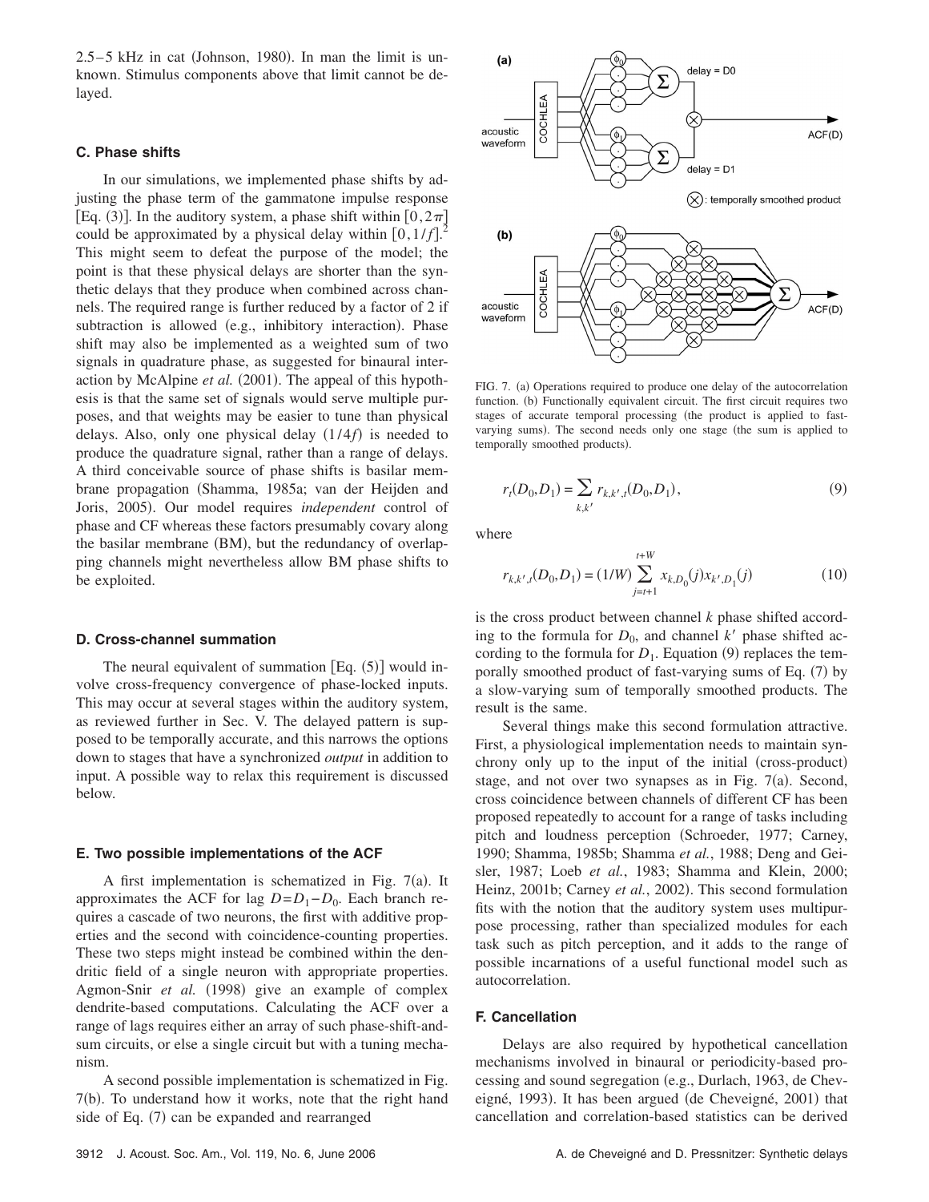2.5–5 kHz in cat (Johnson, 1980). In man the limit is unknown. Stimulus components above that limit cannot be delayed.

### C. Phase shifts

In our simulations, we implemented phase shifts by adjusting the phase term of the gammatone impulse response [Eq. (3)]. In the auditory system, a phase shift within $[0, 2\pi]$ could be approximated by a physical delay within $[0, 1/f]$.[2] This might seem to defeat the purpose of the model; the point is that these physical delays are shorter than the synthetic delays that they produce when combined across channels. The required range is further reduced by a factor of 2 if subtraction is allowed (e.g., inhibitory interaction). Phase shift may also be implemented as a weighted sum of two signals in quadrature phase, as suggested for binaural interaction by McAlpine *et al.* (2001). The appeal of this hypothesis is that the same set of signals would serve multiple purposes, and that weights may be easier to tune than physical delays. Also, only one physical delay $(1/4f)$ is needed to produce the quadrature signal, rather than a range of delays. A third conceivable source of phase shifts is basilar membrane propagation (Shamma, 1985a; van der Heijden and Joris, 2005). Our model requires *independent* control of phase and CF whereas these factors presumably covary along the basilar membrane (BM), but the redundancy of overlapping channels might nevertheless allow BM phase shifts to be exploited.

### D. Cross-channel summation

The neural equivalent of summation [Eq. (5)] would involve cross-frequency convergence of phase-locked inputs. This may occur at several stages within the auditory system, as reviewed further in Sec. V. The delayed pattern is supposed to be temporally accurate, and this narrows the options down to stages that have a synchronized *output* in addition to input. A possible way to relax this requirement is discussed below.

### E. Two possible implementations of the ACF

A first implementation is schematized in Fig. 7(a). It approximates the ACF for lag $D = D_1 - D_0$. Each branch requires a cascade of two neurons, the first with additive properties and the second with coincidence-counting properties. These two steps might instead be combined within the dendritic field of a single neuron with appropriate properties. Agmon-Snir *et al.* (1998) give an example of complex dendrite-based computations. Calculating the ACF over a range of lags requires either an array of such phase-shift-and-sum circuits, or else a single circuit but with a tuning mechanism.

A second possible implementation is schematized in Fig. 7(b). To understand how it works, note that the right hand side of Eq. (7) can be expanded and rearranged

FIG. 7. (a) Operations required to produce one delay of the autocorrelation function. (b) Functionally equivalent circuit. The first circuit requires two stages of accurate temporal processing (the product is applied to fast-varying sums). The second needs only one stage (the sum is applied to temporally smoothed products).

$$r_t(D_0, D_1) = \sum_{k,k'} r_{k,k',t}(D_0, D_1), \tag{9}$$

where

$$r_{k,k',t}(D_0, D_1) = (1/W) \sum_{j=t+1}^{t+W} x_{k,D_0}(j) x_{k',D_1}(j) \tag{10}$$

is the cross product between channel $k$ phase shifted according to the formula for $D_0$, and channel $k'$ phase shifted according to the formula for $D_1$. Equation (9) replaces the temporally smoothed product of fast-varying sums of Eq. (7) by a slow-varying sum of temporally smoothed products. The result is the same.

Several things make this second formulation attractive. First, a physiological implementation needs to maintain synchrony only up to the input of the initial (cross-product) stage, and not over two synapses as in Fig. 7(a). Second, cross coincidence between channels of different CF has been proposed repeatedly to account for a range of tasks including pitch and loudness perception (Schroeder, 1977; Carney, 1990; Shamma, 1985b; Shamma *et al.*, 1988; Deng and Geisler, 1987; Loeb *et al.*, 1983; Shamma and Klein, 2000; Heinz, 2001b; Carney *et al.*, 2002). This second formulation fits with the notion that the auditory system uses multipurpose processing, rather than specialized modules for each task such as pitch perception, and it adds to the range of possible incarnations of a useful functional model such as autocorrelation.

### F. Cancellation

Delays are also required by hypothetical cancellation mechanisms involved in binaural or periodicity-based processing and sound segregation (e.g., Durlach, 1963, de Cheveigné, 1993). It has been argued (de Cheveigné, 2001) that cancellation and correlation-based statistics can be derived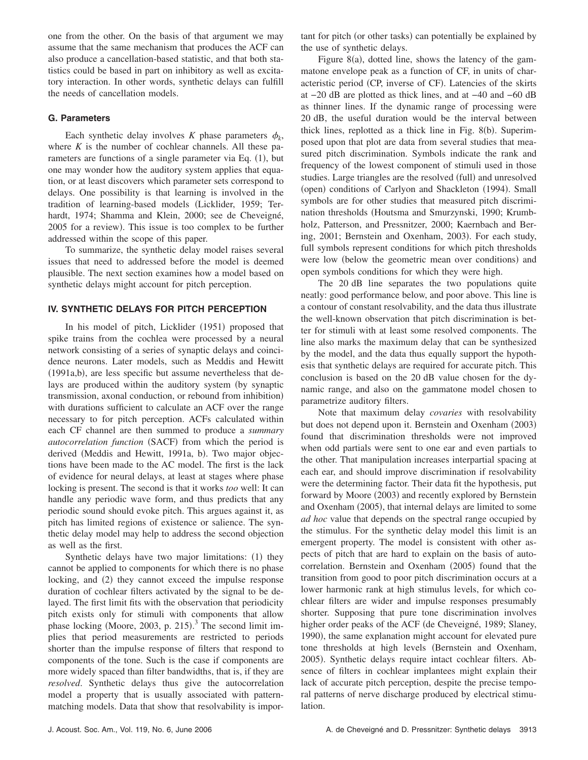one from the other. On the basis of that argument we may assume that the same mechanism that produces the ACF can also produce a cancellation-based statistic, and that both statistics could be based in part on inhibitory as well as excitatory interaction. In other words, synthetic delays can fulfill the needs of cancellation models.

### G. Parameters

Each synthetic delay involves $K$ phase parameters $\phi_k$, where $K$ is the number of cochlear channels. All these parameters are functions of a single parameter via Eq. (1), but one may wonder how the auditory system applies that equation, or at least discovers which parameter sets correspond to delays. One possibility is that learning is involved in the tradition of learning-based models (Licklider, 1959; Terhardt, 1974; Shamma and Klein, 2000; see de Cheveigné, 2005 for a review). This issue is too complex to be further addressed within the scope of this paper.

To summarize, the synthetic delay model raises several issues that need to addressed before the model is deemed plausible. The next section examines how a model based on synthetic delays might account for pitch perception.

## IV. SYNTHETIC DELAYS FOR PITCH PERCEPTION

In his model of pitch, Licklider (1951) proposed that spike trains from the cochlea were processed by a neural network consisting of a series of synaptic delays and coincidence neurons. Later models, such as Meddis and Hewitt (1991a,b), are less specific but assume nevertheless that delays are produced within the auditory system (by synaptic transmission, axonal conduction, or rebound from inhibition) with durations sufficient to calculate an ACF over the range necessary to for pitch perception. ACFs calculated within each CF channel are then summed to produce a *summary autocorrelation function* (SACF) from which the period is derived (Meddis and Hewitt, 1991a, b). Two major objections have been made to the AC model. The first is the lack of evidence for neural delays, at least at stages where phase locking is present. The second is that it works *too* well: It can handle any periodic wave form, and thus predicts that any periodic sound should evoke pitch. This argues against it, as pitch has limited regions of existence or salience. The synthetic delay model may help to address the second objection as well as the first.

Synthetic delays have two major limitations: (1) they cannot be applied to components for which there is no phase locking, and (2) they cannot exceed the impulse response duration of cochlear filters activated by the signal to be delayed. The first limit fits with the observation that periodicity pitch exists only for stimuli with components that allow phase locking (Moore, 2003, p. 215).[3] The second limit implies that period measurements are restricted to periods shorter than the impulse response of filters that respond to components of the tone. Such is the case if components are more widely spaced than filter bandwidths, that is, if they are *resolved*. Synthetic delays thus give the autocorrelation model a property that is usually associated with pattern-matching models. Data that show that resolvability is important for pitch (or other tasks) can potentially be explained by the use of synthetic delays.

Figure 8(a), dotted line, shows the latency of the gammatone envelope peak as a function of CF, in units of characteristic period (CP, inverse of CF). Latencies of the skirts at −20 dB are plotted as thick lines, and at −40 and −60 dB as thinner lines. If the dynamic range of processing were 20 dB, the useful duration would be the interval between thick lines, replotted as a thick line in Fig. 8(b). Superimposed upon that plot are data from several studies that measured pitch discrimination. Symbols indicate the rank and frequency of the lowest component of stimuli used in those studies. Large triangles are the resolved (full) and unresolved (open) conditions of Carlyon and Shackleton (1994). Small symbols are for other studies that measured pitch discrimination thresholds (Houtsma and Smurzynski, 1990; Krumbholz, Patterson, and Pressnitzer, 2000; Kaernbach and Bering, 2001; Bernstein and Oxenham, 2003). For each study, full symbols represent conditions for which pitch thresholds were low (below the geometric mean over conditions) and open symbols conditions for which they were high.

The 20 dB line separates the two populations quite neatly: good performance below, and poor above. This line is a contour of constant resolvability, and the data thus illustrate the well-known observation that pitch discrimination is better for stimuli with at least some resolved components. The line also marks the maximum delay that can be synthesized by the model, and the data thus equally support the hypothesis that synthetic delays are required for accurate pitch. This conclusion is based on the 20 dB value chosen for the dynamic range, and also on the gammatone model chosen to parametrize auditory filters.

Note that maximum delay *covaries* with resolvability but does not depend upon it. Bernstein and Oxenham (2003) found that discrimination thresholds were not improved when odd partials were sent to one ear and even partials to the other. That manipulation increases interpartial spacing at each ear, and should improve discrimination if resolvability were the determining factor. Their data fit the hypothesis, put forward by Moore (2003) and recently explored by Bernstein and Oxenham (2005), that internal delays are limited to some *ad hoc* value that depends on the spectral range occupied by the stimulus. For the synthetic delay model this limit is an emergent property. The model is consistent with other aspects of pitch that are hard to explain on the basis of autocorrelation. Bernstein and Oxenham (2005) found that the transition from good to poor pitch discrimination occurs at a lower harmonic rank at high stimulus levels, for which cochlear filters are wider and impulse responses presumably shorter. Supposing that pure tone discrimination involves higher order peaks of the ACF (de Cheveigné, 1989; Slaney, 1990), the same explanation might account for elevated pure tone thresholds at high levels (Bernstein and Oxenham, 2005). Synthetic delays require intact cochlear filters. Absence of filters in cochlear implantees might explain their lack of accurate pitch perception, despite the precise temporal patterns of nerve discharge produced by electrical stimulation.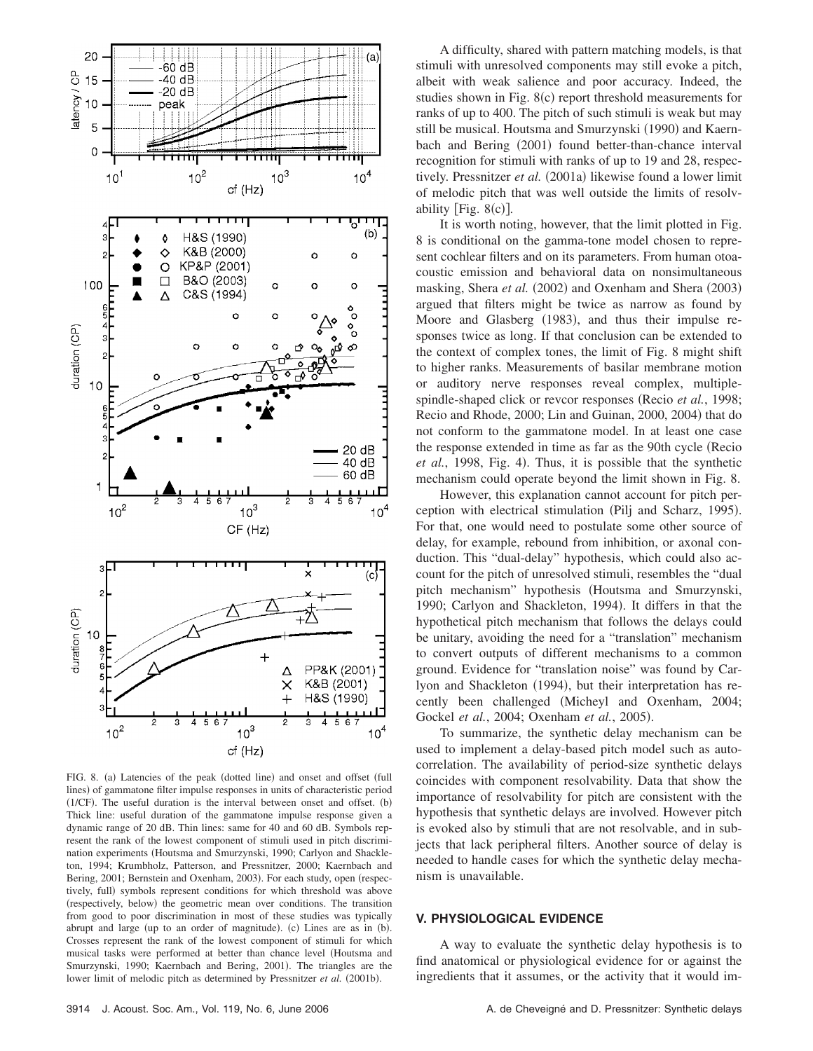FIG. 8. (a) Latencies of the peak (dotted line) and onset and offset (full lines) of gammatone filter impulse responses in units of characteristic period (1/CF). The useful duration is the interval between onset and offset. (b) Thick line: useful duration of the gammatone impulse response given a dynamic range of 20 dB. Thin lines: same for 40 and 60 dB. Symbols represent the rank of the lowest component of stimuli used in pitch discrimination experiments (Houtsma and Smurzynski, 1990; Carlyon and Shackleton, 1994; Krumbholz, Patterson, and Pressnitzer, 2000; Kaernbach and Bering, 2001; Bernstein and Oxenham, 2003). For each study, open (respectively, full) symbols represent conditions for which threshold was above (respectively, below) the geometric mean over conditions. The transition from good to poor discrimination in most of these studies was typically abrupt and large (up to an order of magnitude). (c) Lines are as in (b). Crosses represent the rank of the lowest component of stimuli for which musical tasks were performed at better than chance level (Houtsma and Smurzynski, 1990; Kaernbach and Bering, 2001). The triangles are the lower limit of melodic pitch as determined by Pressnitzer *et al.* (2001b).

A difficulty, shared with pattern matching models, is that stimuli with unresolved components may still evoke a pitch, albeit with weak salience and poor accuracy. Indeed, the studies shown in Fig. 8(c) report threshold measurements for ranks of up to 400. The pitch of such stimuli is weak but may still be musical. Houtsma and Smurzynski (1990) and Kaernbach and Bering (2001) found better-than-chance interval recognition for stimuli with ranks of up to 19 and 28, respectively. Pressnitzer *et al.* (2001a) likewise found a lower limit of melodic pitch that was well outside the limits of resolvability [Fig. 8(c)].

It is worth noting, however, that the limit plotted in Fig. 8 is conditional on the gamma-tone model chosen to represent cochlear filters and on its parameters. From human otoacoustic emission and behavioral data on nonsimultaneous masking, Shera *et al.* (2002) and Oxenham and Shera (2003) argued that filters might be twice as narrow as found by Moore and Glasberg (1983), and thus their impulse responses twice as long. If that conclusion can be extended to the context of complex tones, the limit of Fig. 8 might shift to higher ranks. Measurements of basilar membrane motion or auditory nerve responses reveal complex, multiple-spindle-shaped click or revcor responses (Recio *et al.*, 1998; Recio and Rhode, 2000; Lin and Guinan, 2000, 2004) that do not conform to the gammatone model. In at least one case the response extended in time as far as the 90th cycle (Recio *et al.*, 1998, Fig. 4). Thus, it is possible that the synthetic mechanism could operate beyond the limit shown in Fig. 8.

However, this explanation cannot account for pitch perception with electrical stimulation (Pilj and Scharz, 1995). For that, one would need to postulate some other source of delay, for example, rebound from inhibition, or axonal conduction. This "dual-delay" hypothesis, which could also account for the pitch of unresolved stimuli, resembles the "dual pitch mechanism" hypothesis (Houtsma and Smurzynski, 1990; Carlyon and Shackleton, 1994). It differs in that the hypothetical pitch mechanism that follows the delays could be unitary, avoiding the need for a "translation" mechanism to convert outputs of different mechanisms to a common ground. Evidence for "translation noise" was found by Carlyon and Shackleton (1994), but their interpretation has recently been challenged (Micheyl and Oxenham, 2004; Gockel *et al.*, 2004; Oxenham *et al.*, 2005).

To summarize, the synthetic delay mechanism can be used to implement a delay-based pitch model such as autocorrelation. The availability of period-size synthetic delays coincides with component resolvability. Data that show the importance of resolvability for pitch are consistent with the hypothesis that synthetic delays are involved. However pitch is evoked also by stimuli that are not resolvable, and in subjects that lack peripheral filters. Another source of delay is needed to handle cases for which the synthetic delay mechanism is unavailable.

## V. PHYSIOLOGICAL EVIDENCE

A way to evaluate the synthetic delay hypothesis is to find anatomical or physiological evidence for or against the ingredients that it assumes, or the activity that it would im-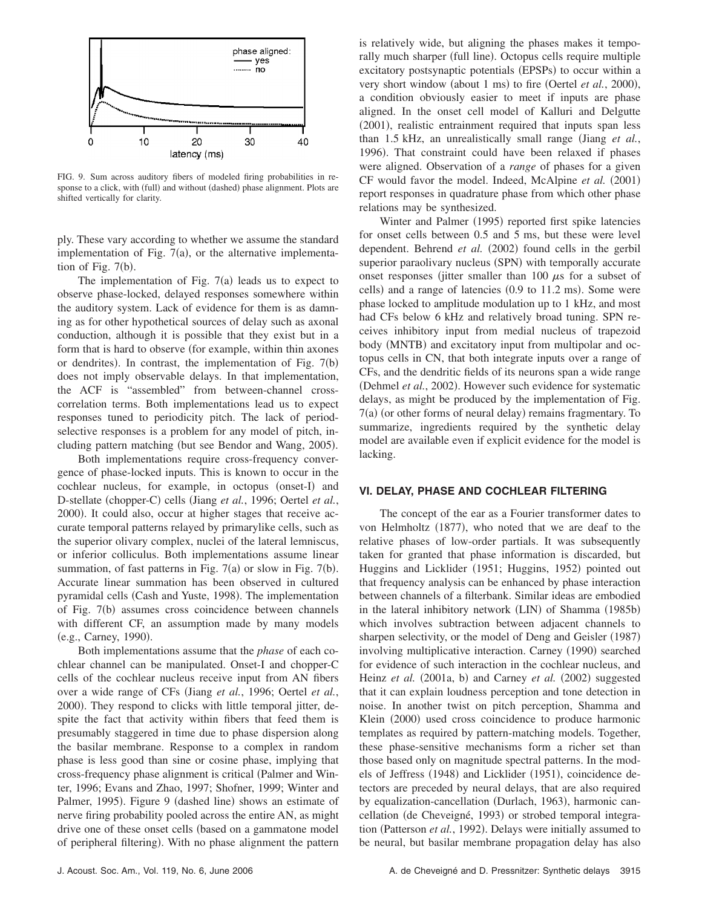FIG. 9. Sum across auditory fibers of modeled firing probabilities in response to a click, with (full) and without (dashed) phase alignment. Plots are shifted vertically for clarity.

ply. These vary according to whether we assume the standard implementation of Fig. 7(a), or the alternative implementation of Fig. 7(b).

The implementation of Fig. 7(a) leads us to expect to observe phase-locked, delayed responses somewhere within the auditory system. Lack of evidence for them is as damning as for other hypothetical sources of delay such as axonal conduction, although it is possible that they exist but in a form that is hard to observe (for example, within thin axones or dendrites). In contrast, the implementation of Fig. 7(b) does not imply observable delays. In that implementation, the ACF is "assembled" from between-channel cross-correlation terms. Both implementations lead us to expect responses tuned to periodicity pitch. The lack of period-selective responses is a problem for any model of pitch, including pattern matching (but see Bendor and Wang, 2005).

Both implementations require cross-frequency convergence of phase-locked inputs. This is known to occur in the cochlear nucleus, for example, in octopus (onset-I) and D-stellate (chopper-C) cells (Jiang *et al.*, 1996; Oertel *et al.*, 2000). It could also, occur at higher stages that receive accurate temporal patterns relayed by primarylike cells, such as the superior olivary complex, nuclei of the lateral lemniscus, or inferior colliculus. Both implementations assume linear summation, of fast patterns in Fig. 7(a) or slow in Fig. 7(b). Accurate linear summation has been observed in cultured pyramidal cells (Cash and Yuste, 1998). The implementation of Fig. 7(b) assumes cross coincidence between channels with different CF, an assumption made by many models (e.g., Carney, 1990).

Both implementations assume that the *phase* of each cochlear channel can be manipulated. Onset-I and chopper-C cells of the cochlear nucleus receive input from AN fibers over a wide range of CFs (Jiang *et al.*, 1996; Oertel *et al.*, 2000). They respond to clicks with little temporal jitter, despite the fact that activity within fibers that feed them is presumably staggered in time due to phase dispersion along the basilar membrane. Response to a complex in random phase is less good than sine or cosine phase, implying that cross-frequency phase alignment is critical (Palmer and Winter, 1996; Evans and Zhao, 1997; Shofner, 1999; Winter and Palmer, 1995). Figure 9 (dashed line) shows an estimate of nerve firing probability pooled across the entire AN, as might drive one of these onset cells (based on a gammatone model of peripheral filtering). With no phase alignment the pattern is relatively wide, but aligning the phases makes it temporally much sharper (full line). Octopus cells require multiple excitatory postsynaptic potentials (EPSPs) to occur within a very short window (about 1 ms) to fire (Oertel *et al.*, 2000), a condition obviously easier to meet if inputs are phase aligned. In the onset cell model of Kalluri and Delgutte (2001), realistic entrainment required that inputs span less than 1.5 kHz, an unrealistically small range (Jiang *et al.*, 1996). That constraint could have been relaxed if phases were aligned. Observation of a *range* of phases for a given CF would favor the model. Indeed, McAlpine *et al.* (2001) report responses in quadrature phase from which other phase relations may be synthesized.

Winter and Palmer (1995) reported first spike latencies for onset cells between 0.5 and 5 ms, but these were level dependent. Behrend *et al.* (2002) found cells in the gerbil superior paraolivary nucleus (SPN) with temporally accurate onset responses (jitter smaller than 100 $\mu$s for a subset of cells) and a range of latencies (0.9 to 11.2 ms). Some were phase locked to amplitude modulation up to 1 kHz, and most had CFs below 6 kHz and relatively broad tuning. SPN receives inhibitory input from medial nucleus of trapezoid body (MNTB) and excitatory input from multipolar and octopus cells in CN, that both integrate inputs over a range of CFs, and the dendritic fields of its neurons span a wide range (Dehmel *et al.*, 2002). However such evidence for systematic delays, as might be produced by the implementation of Fig. 7(a) (or other forms of neural delay) remains fragmentary. To summarize, ingredients required by the synthetic delay model are available even if explicit evidence for the model is lacking.

## VI. DELAY, PHASE AND COCHLEAR FILTERING

The concept of the ear as a Fourier transformer dates to von Helmholtz (1877), who noted that we are deaf to the relative phases of low-order partials. It was subsequently taken for granted that phase information is discarded, but Huggins and Licklider (1951; Huggins, 1952) pointed out that frequency analysis can be enhanced by phase interaction between channels of a filterbank. Similar ideas are embodied in the lateral inhibitory network (LIN) of Shamma (1985b) which involves subtraction between adjacent channels to sharpen selectivity, or the model of Deng and Geisler (1987) involving multiplicative interaction. Carney (1990) searched for evidence of such interaction in the cochlear nucleus, and Heinz *et al.* (2001a, b) and Carney *et al.* (2002) suggested that it can explain loudness perception and tone detection in noise. In another twist on pitch perception, Shamma and Klein (2000) used cross coincidence to produce harmonic templates as required by pattern-matching models. Together, these phase-sensitive mechanisms form a richer set than those based only on magnitude spectral patterns. In the models of Jeffress (1948) and Licklider (1951), coincidence detectors are preceded by neural delays, that are also required by equalization-cancellation (Durlach, 1963), harmonic cancellation (de Cheveigné, 1993) or strobed temporal integration (Patterson *et al.*, 1992). Delays were initially assumed to be neural, but basilar membrane propagation delay has also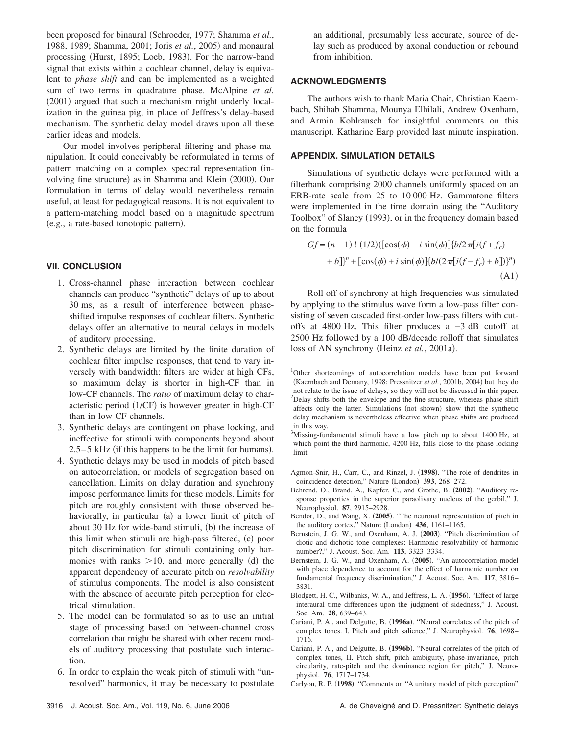been proposed for binaural (Schroeder, 1977; Shamma *et al.*, 1988, 1989; Shamma, 2001; Joris *et al.*, 2005) and monaural processing (Hurst, 1895; Loeb, 1983). For the narrow-band signal that exists within a cochlear channel, delay is equivalent to *phase shift* and can be implemented as a weighted sum of two terms in quadrature phase. McAlpine *et al.* (2001) argued that such a mechanism might underly localization in the guinea pig, in place of Jeffress's delay-based mechanism. The synthetic delay model draws upon all these earlier ideas and models.

Our model involves peripheral filtering and phase manipulation. It could conceivably be reformulated in terms of pattern matching on a complex spectral representation (involving fine structure) as in Shamma and Klein (2000). Our formulation in terms of delay would nevertheless remain useful, at least for pedagogical reasons. It is not equivalent to a pattern-matching model based on a magnitude spectrum (e.g., a rate-based tonotopic pattern).

## VII. CONCLUSION

1. Cross-channel phase interaction between cochlear channels can produce "synthetic" delays of up to about 30 ms, as a result of interference between phase-shifted impulse responses of cochlear filters. Synthetic delays offer an alternative to neural delays in models of auditory processing.
2. Synthetic delays are limited by the finite duration of cochlear filter impulse responses, that tend to vary inversely with bandwidth: filters are wider at high CFs, so maximum delay is shorter in high-CF than in low-CF channels. The *ratio* of maximum delay to characteristic period (1/CF) is however greater in high-CF than in low-CF channels.
3. Synthetic delays are contingent on phase locking, and ineffective for stimuli with components beyond about 2.5–5 kHz (if this happens to be the limit for humans).
4. Synthetic delays may be used in models of pitch based on autocorrelation, or models of segregation based on cancellation. Limits on delay duration and synchrony impose performance limits for these models. Limits for pitch are roughly consistent with those observed behaviorally, in particular (a) a lower limit of pitch of about 30 Hz for wide-band stimuli, (b) the increase of this limit when stimuli are high-pass filtered, (c) poor pitch discrimination for stimuli containing only harmonics with ranks >10, and more generally (d) the apparent dependency of accurate pitch on *resolvability* of stimulus components. The model is also consistent with the absence of accurate pitch perception for electrical stimulation.
5. The model can be formulated so as to use an initial stage of processing based on between-channel cross correlation that might be shared with other recent models of auditory processing that postulate such interaction.
6. In order to explain the weak pitch of stimuli with "unresolved" harmonics, it may be necessary to postulate an additional, presumably less accurate, source of delay such as produced by axonal conduction or rebound from inhibition.

## ACKNOWLEDGMENTS

The authors wish to thank Maria Chait, Christian Kaernbach, Shihab Shamma, Mounya Elhilali, Andrew Oxenham, and Armin Kohlrausch for insightful comments on this manuscript. Katharine Earp provided last minute inspiration.

## APPENDIX. SIMULATION DETAILS

Simulations of synthetic delays were performed with a filterbank comprising 2000 channels uniformly spaced on an ERB-rate scale from 25 to 10 000 Hz. Gammatone filters were implemented in the time domain using the "Auditory Toolbox" of Slaney (1993), or in the frequency domain based on the formula

$$Gf = (n-1)!\,(1/2)([\cos(\phi) - i\sin(\phi)]\{b/2\pi[i(f+f_c) + b]\}^n + [\cos(\phi) + i\sin(\phi)]\{b/(2\pi[i(f-f_c) + b])\}^n) \quad \text{(A1)}$$

Roll off of synchrony at high frequencies was simulated by applying to the stimulus wave form a low-pass filter consisting of seven cascaded first-order low-pass filters with cutoffs at 4800 Hz. This filter produces a −3 dB cutoff at 2500 Hz followed by a 100 dB/decade rolloff that simulates loss of AN synchrony (Heinz *et al.*, 2001a).

[1]Other shortcomings of autocorrelation models have been put forward (Kaernbach and Demany, 1998; Pressnitzer *et al.*, 2001b, 2004) but they do not relate to the issue of delays, so they will not be discussed in this paper.

[2]Delay shifts both the envelope and the fine structure, whereas phase shift affects only the latter. Simulations (not shown) show that the synthetic delay mechanism is nevertheless effective when phase shifts are produced in this way.

[3]Missing-fundamental stimuli have a low pitch up to about 1400 Hz, at which point the third harmonic, 4200 Hz, falls close to the phase locking limit.

Agmon-Snir, H., Carr, C., and Rinzel, J. (**1998**). "The role of dendrites in coincidence detection," Nature (London) **393**, 268–272.

Behrend, O., Brand, A., Kapfer, C., and Grothe, B. (**2002**). "Auditory response properties in the superior paraolivary nucleus of the gerbil," J. Neurophysiol. **87**, 2915–2928.

Bendor, D., and Wang, X. (**2005**). "The neuronal representation of pitch in the auditory cortex," Nature (London) **436**, 1161–1165.

Bernstein, J. G. W., and Oxenham, A. J. (**2003**). "Pitch discrimination of diotic and dichotic tone complexes: Harmonic resolvability of harmonic number?," J. Acoust. Soc. Am. **113**, 3323–3334.

Bernstein, J. G. W., and Oxenham, A. (**2005**). "An autocorrelation model with place dependence to account for the effect of harmonic number on fundamental frequency discrimination," J. Acoust. Soc. Am. **117**, 3816–3831.

Blodgett, H. C., Wilbanks, W. A., and Jeffress, L. A. (**1956**). "Effect of large interaural time differences upon the judgment of sidedness," J. Acoust. Soc. Am. **28**, 639–643.

Cariani, P. A., and Delgutte, B. (**1996a**). "Neural correlates of the pitch of complex tones. I. Pitch and pitch salience," J. Neurophysiol. **76**, 1698–1716.

Cariani, P. A., and Delgutte, B. (**1996b**). "Neural correlates of the pitch of complex tones, II. Pitch shift, pitch ambiguity, phase-invariance, pitch circularity, rate-pitch and the dominance region for pitch," J. Neurophysiol. **76**, 1717–1734.

Carlyon, R. P. (**1998**). "Comments on "A unitary model of pitch perception"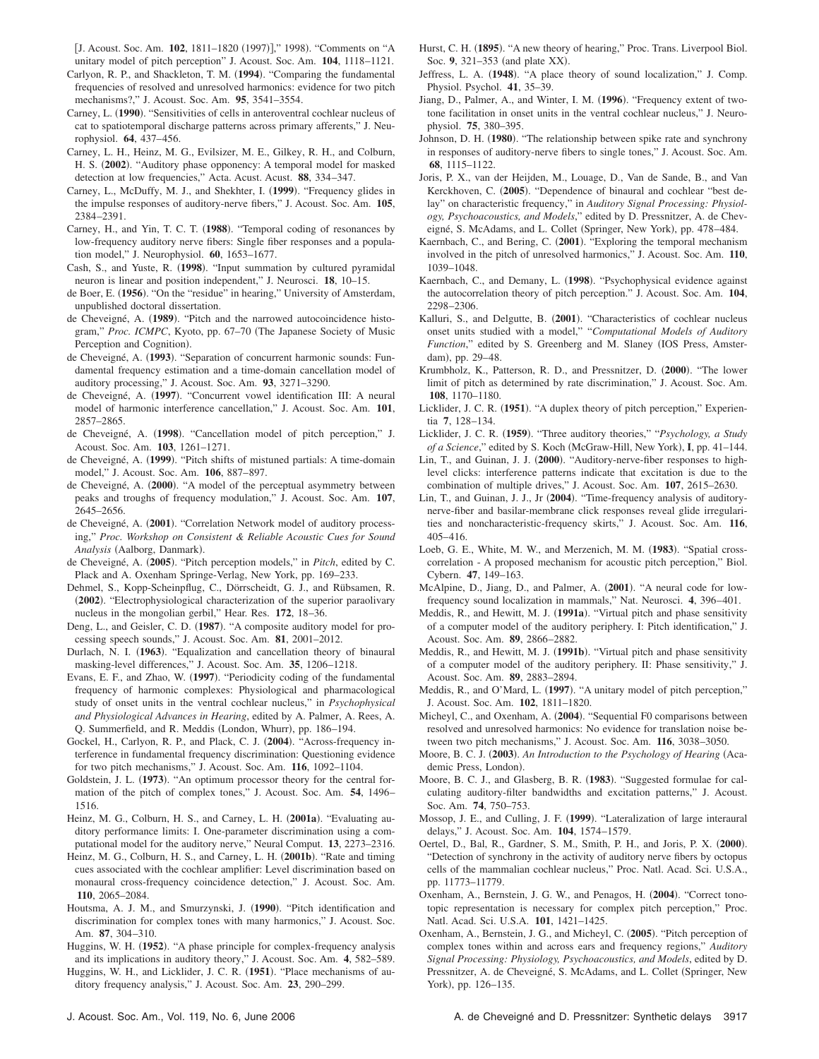[J. Acoust. Soc. Am. **102**, 1811–1820 (1997)]," 1998). "Comments on "A unitary model of pitch perception" J. Acoust. Soc. Am. **104**, 1118–1121.

Carlyon, R. P., and Shackleton, T. M. (**1994**). "Comparing the fundamental frequencies of resolved and unresolved harmonics: evidence for two pitch mechanisms?," J. Acoust. Soc. Am. **95**, 3541–3554.

Carney, L. (**1990**). "Sensitivities of cells in anteroventral cochlear nucleus of cat to spatiotemporal discharge patterns across primary afferents," J. Neurophysiol. **64**, 437–456.

Carney, L. H., Heinz, M. G., Evilsizer, M. E., Gilkey, R. H., and Colburn, H. S. (**2002**). "Auditory phase opponency: A temporal model for masked detection at low frequencies," Acta. Acust. Acust. **88**, 334–347.

Carney, L., McDuffy, M. J., and Shekhter, I. (**1999**). "Frequency glides in the impulse responses of auditory-nerve fibers," J. Acoust. Soc. Am. **105**, 2384–2391.

Carney, H., and Yin, T. C. T. (**1988**). "Temporal coding of resonances by low-frequency auditory nerve fibers: Single fiber responses and a population model," J. Neurophysiol. **60**, 1653–1677.

Cash, S., and Yuste, R. (**1998**). "Input summation by cultured pyramidal neuron is linear and position independent," J. Neurosci. **18**, 10–15.

de Boer, E. (**1956**). "On the "residue" in hearing," University of Amsterdam, unpublished doctoral dissertation.

de Cheveigné, A. (**1989**). "Pitch and the narrowed autocoincidence histogram," *Proc. ICMPC*, Kyoto, pp. 67–70 (The Japanese Society of Music Perception and Cognition).

de Cheveigné, A. (**1993**). "Separation of concurrent harmonic sounds: Fundamental frequency estimation and a time-domain cancellation model of auditory processing," J. Acoust. Soc. Am. **93**, 3271–3290.

de Cheveigné, A. (**1997**). "Concurrent vowel identification III: A neural model of harmonic interference cancellation," J. Acoust. Soc. Am. **101**, 2857–2865.

de Cheveigné, A. (**1998**). "Cancellation model of pitch perception," J. Acoust. Soc. Am. **103**, 1261–1271.

de Cheveigné, A. (**1999**). "Pitch shifts of mistuned partials: A time-domain model," J. Acoust. Soc. Am. **106**, 887–897.

de Cheveigné, A. (**2000**). "A model of the perceptual asymmetry between peaks and troughs of frequency modulation," J. Acoust. Soc. Am. **107**, 2645–2656.

de Cheveigné, A. (**2001**). "Correlation Network model of auditory processing," *Proc. Workshop on Consistent & Reliable Acoustic Cues for Sound Analysis* (Aalborg, Danmark).

de Cheveigné, A. (**2005**). "Pitch perception models," in *Pitch*, edited by C. Plack and A. Oxenham Springe-Verlag, New York, pp. 169–233.

Dehmel, S., Kopp-Scheinpflug, C., Dörrscheidt, G. J., and Rübsamen, R. (**2002**). "Electrophysiological characterization of the superior paraolivary nucleus in the mongolian gerbil," Hear. Res. **172**, 18–36.

Deng, L., and Geisler, C. D. (**1987**). "A composite auditory model for processing speech sounds," J. Acoust. Soc. Am. **81**, 2001–2012.

Durlach, N. I. (**1963**). "Equalization and cancellation theory of binaural masking-level differences," J. Acoust. Soc. Am. **35**, 1206–1218.

Evans, E. F., and Zhao, W. (**1997**). "Periodicity coding of the fundamental frequency of harmonic complexes: Physiological and pharmacological study of onset units in the ventral cochlear nucleus," in *Psychophysical and Physiological Advances in Hearing*, edited by A. Palmer, A. Rees, A. Q. Summerfield, and R. Meddis (London, Whurr), pp. 186–194.

Gockel, H., Carlyon, R. P., and Plack, C. J. (**2004**). "Across-frequency interference in fundamental frequency discrimination: Questioning evidence for two pitch mechanisms," J. Acoust. Soc. Am. **116**, 1092–1104.

Goldstein, J. L. (**1973**). "An optimum processor theory for the central formation of the pitch of complex tones," J. Acoust. Soc. Am. **54**, 1496–1516.

Heinz, M. G., Colburn, H. S., and Carney, L. H. (**2001a**). "Evaluating auditory performance limits: I. One-parameter discrimination using a computational model for the auditory nerve," Neural Comput. **13**, 2273–2316.

Heinz, M. G., Colburn, H. S., and Carney, L. H. (**2001b**). "Rate and timing cues associated with the cochlear amplifier: Level discrimination based on monaural cross-frequency coincidence detection," J. Acoust. Soc. Am. **110**, 2065–2084.

Houtsma, A. J. M., and Smurzynski, J. (**1990**). "Pitch identification and discrimination for complex tones with many harmonics," J. Acoust. Soc. Am. **87**, 304–310.

Huggins, W. H. (**1952**). "A phase principle for complex-frequency analysis and its implications in auditory theory," J. Acoust. Soc. Am. **4**, 582–589.

Huggins, W. H., and Licklider, J. C. R. (**1951**). "Place mechanisms of auditory frequency analysis," J. Acoust. Soc. Am. **23**, 290–299.

Hurst, C. H. (**1895**). "A new theory of hearing," Proc. Trans. Liverpool Biol. Soc. **9**, 321–353 (and plate XX).

Jeffress, L. A. (**1948**). "A place theory of sound localization," J. Comp. Physiol. Psychol. **41**, 35–39.

Jiang, D., Palmer, A., and Winter, I. M. (**1996**). "Frequency extent of two-tone facilitation in onset units in the ventral cochlear nucleus," J. Neurophysiol. **75**, 380–395.

Johnson, D. H. (**1980**). "The relationship between spike rate and synchrony in responses of auditory-nerve fibers to single tones," J. Acoust. Soc. Am. **68**, 1115–1122.

Joris, P. X., van der Heijden, M., Louage, D., Van de Sande, B., and Van Kerckhoven, C. (**2005**). "Dependence of binaural and cochlear "best delay" on characteristic frequency," in *Auditory Signal Processing: Physiology, Psychoacoustics, and Models*," edited by D. Pressnitzer, A. de Cheveigné, S. McAdams, and L. Collet (Springer, New York), pp. 478–484.

Kaernbach, C., and Bering, C. (**2001**). "Exploring the temporal mechanism involved in the pitch of unresolved harmonics," J. Acoust. Soc. Am. **110**, 1039–1048.

Kaernbach, C., and Demany, L. (**1998**). "Psychophysical evidence against the autocorrelation theory of pitch perception." J. Acoust. Soc. Am. **104**, 2298–2306.

Kalluri, S., and Delgutte, B. (**2001**). "Characteristics of cochlear nucleus onset units studied with a model," "*Computational Models of Auditory Function*," edited by S. Greenberg and M. Slaney (IOS Press, Amsterdam), pp. 29–48.

Krumbholz, K., Patterson, R. D., and Pressnitzer, D. (**2000**). "The lower limit of pitch as determined by rate discrimination," J. Acoust. Soc. Am. **108**, 1170–1180.

Licklider, J. C. R. (**1951**). "A duplex theory of pitch perception," Experientia **7**, 128–134.

Licklider, J. C. R. (**1959**). "Three auditory theories," "*Psychology, a Study of a Science*," edited by S. Koch (McGraw-Hill, New York), **I**, pp. 41–144.

Lin, T., and Guinan, J. J. (**2000**). "Auditory-nerve-fiber responses to high-level clicks: interference patterns indicate that excitation is due to the combination of multiple drives," J. Acoust. Soc. Am. **107**, 2615–2630.

Lin, T., and Guinan, J. J., Jr (**2004**). "Time-frequency analysis of auditory-nerve-fiber and basilar-membrane click responses reveal glide irregularities and noncharacteristic-frequency skirts," J. Acoust. Soc. Am. **116**, 405–416.

Loeb, G. E., White, M. W., and Merzenich, M. M. (**1983**). "Spatial cross-correlation - A proposed mechanism for acoustic pitch perception," Biol. Cybern. **47**, 149–163.

McAlpine, D., Jiang, D., and Palmer, A. (**2001**). "A neural code for low-frequency sound localization in mammals," Nat. Neurosci. **4**, 396–401.

Meddis, R., and Hewitt, M. J. (**1991a**). "Virtual pitch and phase sensitivity of a computer model of the auditory periphery. I: Pitch identification," J. Acoust. Soc. Am. **89**, 2866–2882.

Meddis, R., and Hewitt, M. J. (**1991b**). "Virtual pitch and phase sensitivity of a computer model of the auditory periphery. II: Phase sensitivity," J. Acoust. Soc. Am. **89**, 2883–2894.

Meddis, R., and O'Mard, L. (**1997**). "A unitary model of pitch perception," J. Acoust. Soc. Am. **102**, 1811–1820.

Micheyl, C., and Oxenham, A. (**2004**). "Sequential F0 comparisons between resolved and unresolved harmonics: No evidence for translation noise between two pitch mechanisms," J. Acoust. Soc. Am. **116**, 3038–3050.

Moore, B. C. J. (**2003**). *An Introduction to the Psychology of Hearing* (Academic Press, London).

Moore, B. C. J., and Glasberg, B. R. (**1983**). "Suggested formulae for calculating auditory-filter bandwidths and excitation patterns," J. Acoust. Soc. Am. **74**, 750–753.

Mossop, J. E., and Culling, J. F. (**1999**). "Lateralization of large interaural delays," J. Acoust. Soc. Am. **104**, 1574–1579.

Oertel, D., Bal, R., Gardner, S. M., Smith, P. H., and Joris, P. X. (**2000**). "Detection of synchrony in the activity of auditory nerve fibers by octopus cells of the mammalian cochlear nucleus," Proc. Natl. Acad. Sci. U.S.A., pp. 11773–11779.

Oxenham, A., Bernstein, J. G. W., and Penagos, H. (**2004**). "Correct tonotopic representation is necessary for complex pitch perception," Proc. Natl. Acad. Sci. U.S.A. **101**, 1421–1425.

Oxenham, A., Bernstein, J. G., and Micheyl, C. (**2005**). "Pitch perception of complex tones within and across ears and frequency regions," *Auditory Signal Processing: Physiology, Psychoacoustics, and Models*, edited by D. Pressnitzer, A. de Cheveigné, S. McAdams, and L. Collet (Springer, New York), pp. 126–135.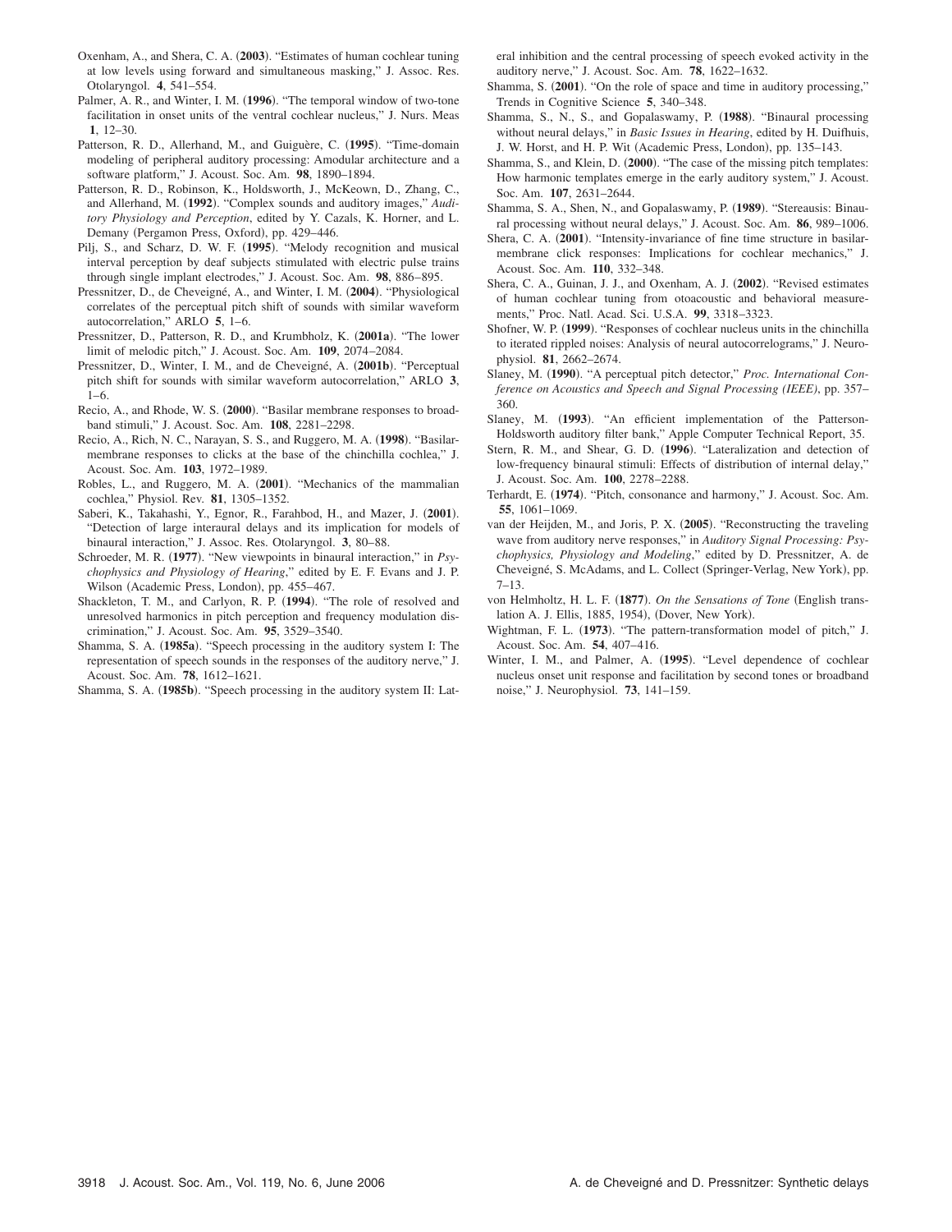Oxenham, A., and Shera, C. A. (**2003**). "Estimates of human cochlear tuning at low levels using forward and simultaneous masking," J. Assoc. Res. Otolaryngol. **4**, 541–554.

Palmer, A. R., and Winter, I. M. (**1996**). "The temporal window of two-tone facilitation in onset units of the ventral cochlear nucleus," J. Nurs. Meas **1**, 12–30.

Patterson, R. D., Allerhand, M., and Guiguère, C. (**1995**). "Time-domain modeling of peripheral auditory processing: Amodular architecture and a software platform," J. Acoust. Soc. Am. **98**, 1890–1894.

Patterson, R. D., Robinson, K., Holdsworth, J., McKeown, D., Zhang, C., and Allerhand, M. (**1992**). "Complex sounds and auditory images," *Auditory Physiology and Perception*, edited by Y. Cazals, K. Horner, and L. Demany (Pergamon Press, Oxford), pp. 429–446.

Pilj, S., and Scharz, D. W. F. (**1995**). "Melody recognition and musical interval perception by deaf subjects stimulated with electric pulse trains through single implant electrodes," J. Acoust. Soc. Am. **98**, 886–895.

Pressnitzer, D., de Cheveigné, A., and Winter, I. M. (**2004**). "Physiological correlates of the perceptual pitch shift of sounds with similar waveform autocorrelation," ARLO **5**, 1–6.

Pressnitzer, D., Patterson, R. D., and Krumbholz, K. (**2001a**). "The lower limit of melodic pitch," J. Acoust. Soc. Am. **109**, 2074–2084.

Pressnitzer, D., Winter, I. M., and de Cheveigné, A. (**2001b**). "Perceptual pitch shift for sounds with similar waveform autocorrelation," ARLO **3**, 1–6.

Recio, A., and Rhode, W. S. (**2000**). "Basilar membrane responses to broadband stimuli," J. Acoust. Soc. Am. **108**, 2281–2298.

Recio, A., Rich, N. C., Narayan, S. S., and Ruggero, M. A. (**1998**). "Basilar-membrane responses to clicks at the base of the chinchilla cochlea," J. Acoust. Soc. Am. **103**, 1972–1989.

Robles, L., and Ruggero, M. A. (**2001**). "Mechanics of the mammalian cochlea," Physiol. Rev. **81**, 1305–1352.

Saberi, K., Takahashi, Y., Egnor, R., Farahbod, H., and Mazer, J. (**2001**). "Detection of large interaural delays and its implication for models of binaural interaction," J. Assoc. Res. Otolaryngol. **3**, 80–88.

Schroeder, M. R. (**1977**). "New viewpoints in binaural interaction," in *Psychophysics and Physiology of Hearing*," edited by E. F. Evans and J. P. Wilson (Academic Press, London), pp. 455–467.

Shackleton, T. M., and Carlyon, R. P. (**1994**). "The role of resolved and unresolved harmonics in pitch perception and frequency modulation discrimination," J. Acoust. Soc. Am. **95**, 3529–3540.

Shamma, S. A. (**1985a**). "Speech processing in the auditory system I: The representation of speech sounds in the responses of the auditory nerve," J. Acoust. Soc. Am. **78**, 1612–1621.

Shamma, S. A. (**1985b**). "Speech processing in the auditory system II: Lateral inhibition and the central processing of speech evoked activity in the auditory nerve," J. Acoust. Soc. Am. **78**, 1622–1632.

Shamma, S. (**2001**). "On the role of space and time in auditory processing," Trends in Cognitive Science **5**, 340–348.

Shamma, S., N., S., and Gopalaswamy, P. (**1988**). "Binaural processing without neural delays," in *Basic Issues in Hearing*, edited by H. Duifhuis, J. W. Horst, and H. P. Wit (Academic Press, London), pp. 135–143.

Shamma, S., and Klein, D. (**2000**). "The case of the missing pitch templates: How harmonic templates emerge in the early auditory system," J. Acoust. Soc. Am. **107**, 2631–2644.

Shamma, S. A., Shen, N., and Gopalaswamy, P. (**1989**). "Stereausis: Binaural processing without neural delays," J. Acoust. Soc. Am. **86**, 989–1006.

Shera, C. A. (**2001**). "Intensity-invariance of fine time structure in basilar-membrane click responses: Implications for cochlear mechanics," J. Acoust. Soc. Am. **110**, 332–348.

Shera, C. A., Guinan, J. J., and Oxenham, A. J. (**2002**). "Revised estimates of human cochlear tuning from otoacoustic and behavioral measurements," Proc. Natl. Acad. Sci. U.S.A. **99**, 3318–3323.

Shofner, W. P. (**1999**). "Responses of cochlear nucleus units in the chinchilla to iterated rippled noises: Analysis of neural autocorrelograms," J. Neurophysiol. **81**, 2662–2674.

Slaney, M. (**1990**). "A perceptual pitch detector," *Proc. International Conference on Acoustics and Speech and Signal Processing (IEEE)*, pp. 357–360.

Slaney, M. (**1993**). "An efficient implementation of the Patterson-Holdsworth auditory filter bank," Apple Computer Technical Report, 35.

Stern, R. M., and Shear, G. D. (**1996**). "Lateralization and detection of low-frequency binaural stimuli: Effects of distribution of internal delay," J. Acoust. Soc. Am. **100**, 2278–2288.

Terhardt, E. (**1974**). "Pitch, consonance and harmony," J. Acoust. Soc. Am. **55**, 1061–1069.

van der Heijden, M., and Joris, P. X. (**2005**). "Reconstructing the traveling wave from auditory nerve responses," in *Auditory Signal Processing: Psychophysics, Physiology and Modeling*," edited by D. Pressnitzer, A. de Cheveigné, S. McAdams, and L. Collect (Springer-Verlag, New York), pp. 7–13.

von Helmholtz, H. L. F. (**1877**). *On the Sensations of Tone* (English translation A. J. Ellis, 1885, 1954), (Dover, New York).

Wightman, F. L. (**1973**). "The pattern-transformation model of pitch," J. Acoust. Soc. Am. **54**, 407–416.

Winter, I. M., and Palmer, A. (**1995**). "Level dependence of cochlear nucleus onset unit response and facilitation by second tones or broadband noise," J. Neurophysiol. **73**, 141–159.